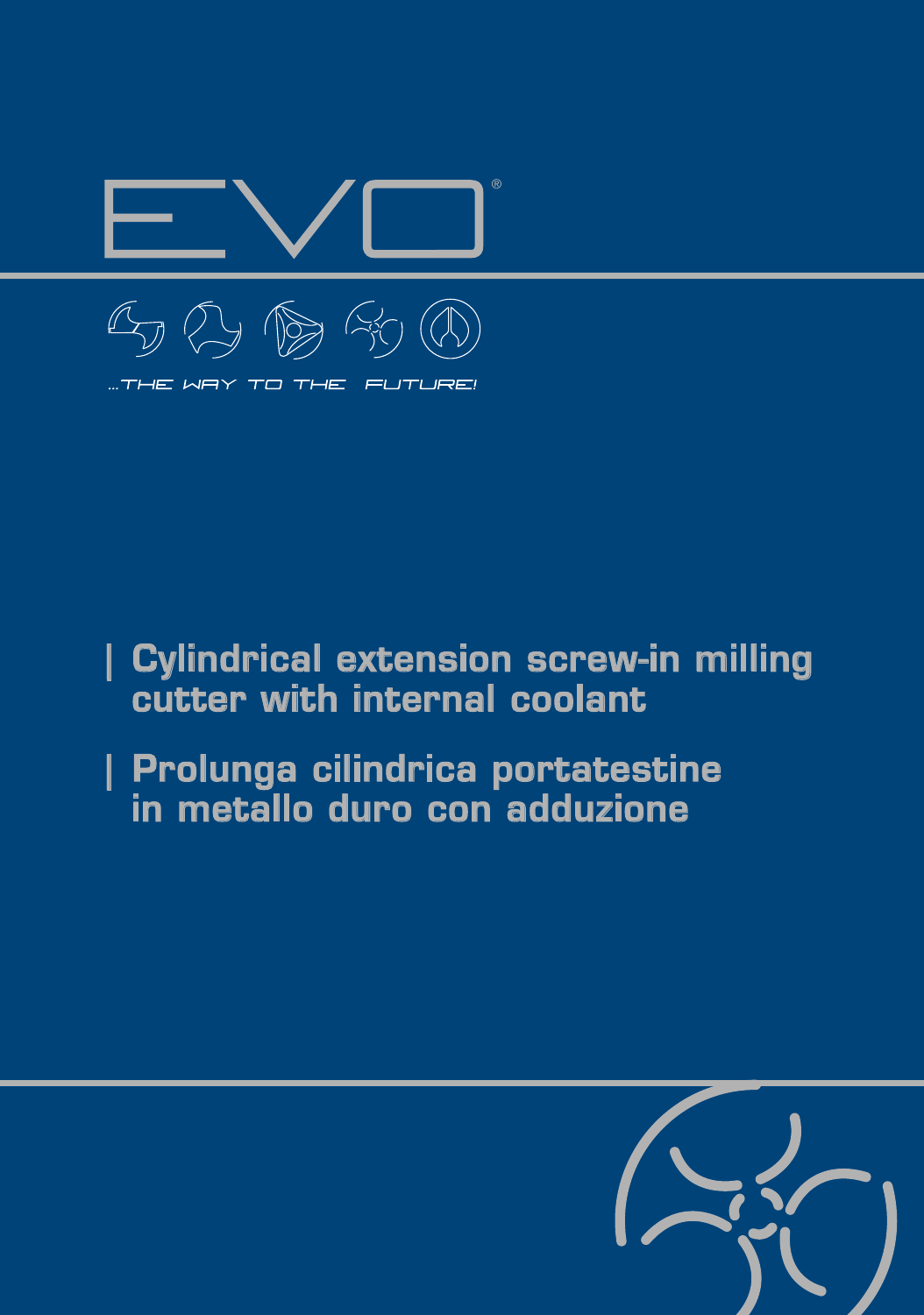# EVO®

...THE WAY TO THE FUTURE!

## Cylindrical extension screw-in milling cutter with internal coolant

## Prolunga cilindrica portatestine in metallo duro con adduzione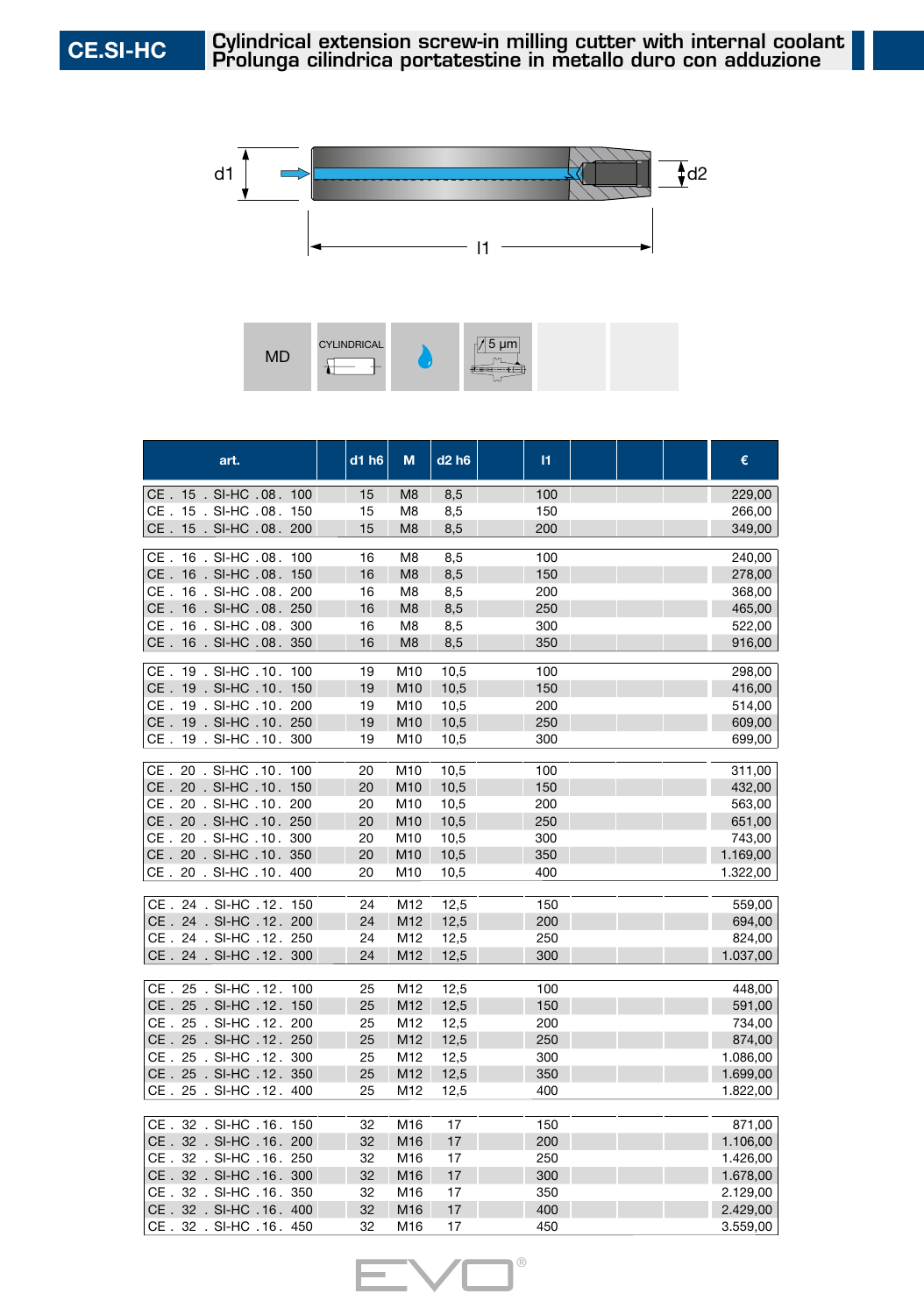# CE.SI-HC

## Cylindrical extension screw-in milling cutter with internal coolant
## Prolunga cilindrica portatestine in metallo duro con adduzione

d1

d2

l1

MD

CYLINDRICAL

5 µm

| art. | d1 h6 | M | d2 h6 | | l1 | | | € |
|---|---|---|---|---|---|---|---|---|
| CE . 15 . SI-HC . 08 . 100 | 15 | M8 | 8,5 | | 100 | | | 229,00 |
| CE . 15 . SI-HC . 08 . 150 | 15 | M8 | 8,5 | | 150 | | | 266,00 |
| CE . 15 . SI-HC . 08 . 200 | 15 | M8 | 8,5 | | 200 | | | 349,00 |
| CE . 16 . SI-HC . 08 . 100 | 16 | M8 | 8,5 | | 100 | | | 240,00 |
| CE . 16 . SI-HC . 08 . 150 | 16 | M8 | 8,5 | | 150 | | | 278,00 |
| CE . 16 . SI-HC . 08 . 200 | 16 | M8 | 8,5 | | 200 | | | 368,00 |
| CE . 16 . SI-HC . 08 . 250 | 16 | M8 | 8,5 | | 250 | | | 465,00 |
| CE . 16 . SI-HC . 08 . 300 | 16 | M8 | 8,5 | | 300 | | | 522,00 |
| CE . 16 . SI-HC . 08 . 350 | 16 | M8 | 8,5 | | 350 | | | 916,00 |
| CE . 19 . SI-HC . 10 . 100 | 19 | M10 | 10,5 | | 100 | | | 298,00 |
| CE . 19 . SI-HC . 10 . 150 | 19 | M10 | 10,5 | | 150 | | | 416,00 |
| CE . 19 . SI-HC . 10 . 200 | 19 | M10 | 10,5 | | 200 | | | 514,00 |
| CE . 19 . SI-HC . 10 . 250 | 19 | M10 | 10,5 | | 250 | | | 609,00 |
| CE . 19 . SI-HC . 10 . 300 | 19 | M10 | 10,5 | | 300 | | | 699,00 |
| CE . 20 . SI-HC . 10 . 100 | 20 | M10 | 10,5 | | 100 | | | 311,00 |
| CE . 20 . SI-HC . 10 . 150 | 20 | M10 | 10,5 | | 150 | | | 432,00 |
| CE . 20 . SI-HC . 10 . 200 | 20 | M10 | 10,5 | | 200 | | | 563,00 |
| CE . 20 . SI-HC . 10 . 250 | 20 | M10 | 10,5 | | 250 | | | 651,00 |
| CE . 20 . SI-HC . 10 . 300 | 20 | M10 | 10,5 | | 300 | | | 743,00 |
| CE . 20 . SI-HC . 10 . 350 | 20 | M10 | 10,5 | | 350 | | | 1.169,00 |
| CE . 20 . SI-HC . 10 . 400 | 20 | M10 | 10,5 | | 400 | | | 1.322,00 |
| CE . 24 . SI-HC . 12 . 150 | 24 | M12 | 12,5 | | 150 | | | 559,00 |
| CE . 24 . SI-HC . 12 . 200 | 24 | M12 | 12,5 | | 200 | | | 694,00 |
| CE . 24 . SI-HC . 12 . 250 | 24 | M12 | 12,5 | | 250 | | | 824,00 |
| CE . 24 . SI-HC . 12 . 300 | 24 | M12 | 12,5 | | 300 | | | 1.037,00 |
| CE . 25 . SI-HC . 12 . 100 | 25 | M12 | 12,5 | | 100 | | | 448,00 |
| CE . 25 . SI-HC . 12 . 150 | 25 | M12 | 12,5 | | 150 | | | 591,00 |
| CE . 25 . SI-HC . 12 . 200 | 25 | M12 | 12,5 | | 200 | | | 734,00 |
| CE . 25 . SI-HC . 12 . 250 | 25 | M12 | 12,5 | | 250 | | | 874,00 |
| CE . 25 . SI-HC . 12 . 300 | 25 | M12 | 12,5 | | 300 | | | 1.086,00 |
| CE . 25 . SI-HC . 12 . 350 | 25 | M12 | 12,5 | | 350 | | | 1.699,00 |
| CE . 25 . SI-HC . 12 . 400 | 25 | M12 | 12,5 | | 400 | | | 1.822,00 |
| CE . 32 . SI-HC . 16 . 150 | 32 | M16 | 17 | | 150 | | | 871,00 |
| CE . 32 . SI-HC . 16 . 200 | 32 | M16 | 17 | | 200 | | | 1.106,00 |
| CE . 32 . SI-HC . 16 . 250 | 32 | M16 | 17 | | 250 | | | 1.426,00 |
| CE . 32 . SI-HC . 16 . 300 | 32 | M16 | 17 | | 300 | | | 1.678,00 |
| CE . 32 . SI-HC . 16 . 350 | 32 | M16 | 17 | | 350 | | | 2.129,00 |
| CE . 32 . SI-HC . 16 . 400 | 32 | M16 | 17 | | 400 | | | 2.429,00 |
| CE . 32 . SI-HC . 16 . 450 | 32 | M16 | 17 | | 450 | | | 3.559,00 |